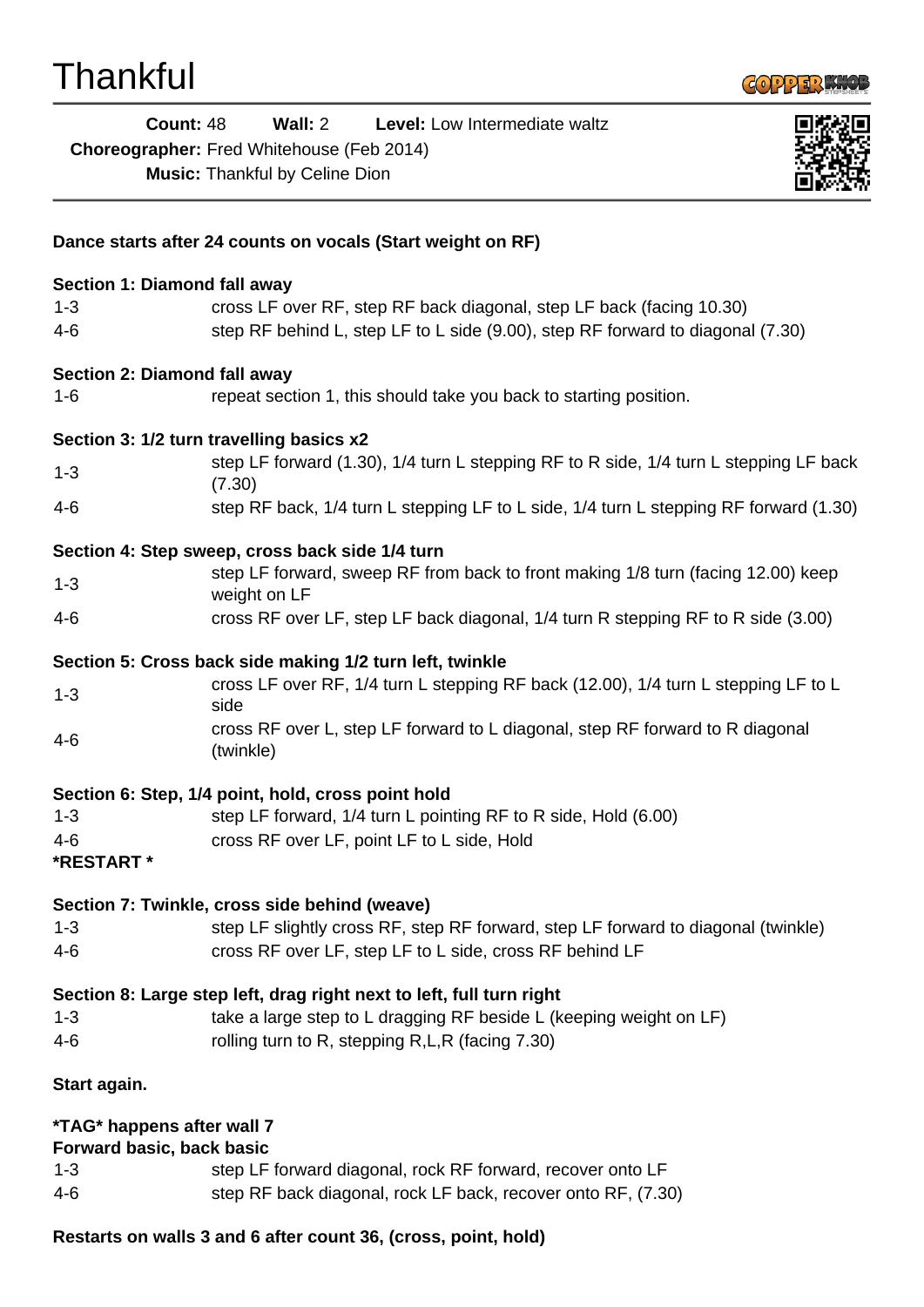# Thankful

**Count:** 48 **Wall:** 2 **Level:** Low Intermediate waltz
**Choreographer:** Fred Whitehouse (Feb 2014)
**Music:** Thankful by Celine Dion

**Dance starts after 24 counts on vocals (Start weight on RF)**

**Section 1: Diamond fall away**

| | |
|---|---|
| 1-3 | cross LF over RF, step RF back diagonal, step LF back (facing 10.30) |
| 4-6 | step RF behind L, step LF to L side (9.00), step RF forward to diagonal (7.30) |

**Section 2: Diamond fall away**

| | |
|---|---|
| 1-6 | repeat section 1, this should take you back to starting position. |

**Section 3: 1/2 turn travelling basics x2**

| | |
|---|---|
| 1-3 | step LF forward (1.30), 1/4 turn L stepping RF to R side, 1/4 turn L stepping LF back (7.30) |
| 4-6 | step RF back, 1/4 turn L stepping LF to L side, 1/4 turn L stepping RF forward (1.30) |

**Section 4: Step sweep, cross back side 1/4 turn**

| | |
|---|---|
| 1-3 | step LF forward, sweep RF from back to front making 1/8 turn (facing 12.00) keep weight on LF |
| 4-6 | cross RF over LF, step LF back diagonal, 1/4 turn R stepping RF to R side (3.00) |

**Section 5: Cross back side making 1/2 turn left, twinkle**

| | |
|---|---|
| 1-3 | cross LF over RF, 1/4 turn L stepping RF back (12.00), 1/4 turn L stepping LF to L side |
| 4-6 | cross RF over L, step LF forward to L diagonal, step RF forward to R diagonal (twinkle) |

**Section 6: Step, 1/4 point, hold, cross point hold**

| | |
|---|---|
| 1-3 | step LF forward, 1/4 turn L pointing RF to R side, Hold (6.00) |
| 4-6 | cross RF over LF, point LF to L side, Hold |

**\*RESTART \***

**Section 7: Twinkle, cross side behind (weave)**

| | |
|---|---|
| 1-3 | step LF slightly cross RF, step RF forward, step LF forward to diagonal (twinkle) |
| 4-6 | cross RF over LF, step LF to L side, cross RF behind LF |

**Section 8: Large step left, drag right next to left, full turn right**

| | |
|---|---|
| 1-3 | take a large step to L dragging RF beside L (keeping weight on LF) |
| 4-6 | rolling turn to R, stepping R,L,R (facing 7.30) |

**Start again.**

**\*TAG\* happens after wall 7**
**Forward basic, back basic**

| | |
|---|---|
| 1-3 | step LF forward diagonal, rock RF forward, recover onto LF |
| 4-6 | step RF back diagonal, rock LF back, recover onto RF, (7.30) |

**Restarts on walls 3 and 6 after count 36, (cross, point, hold)**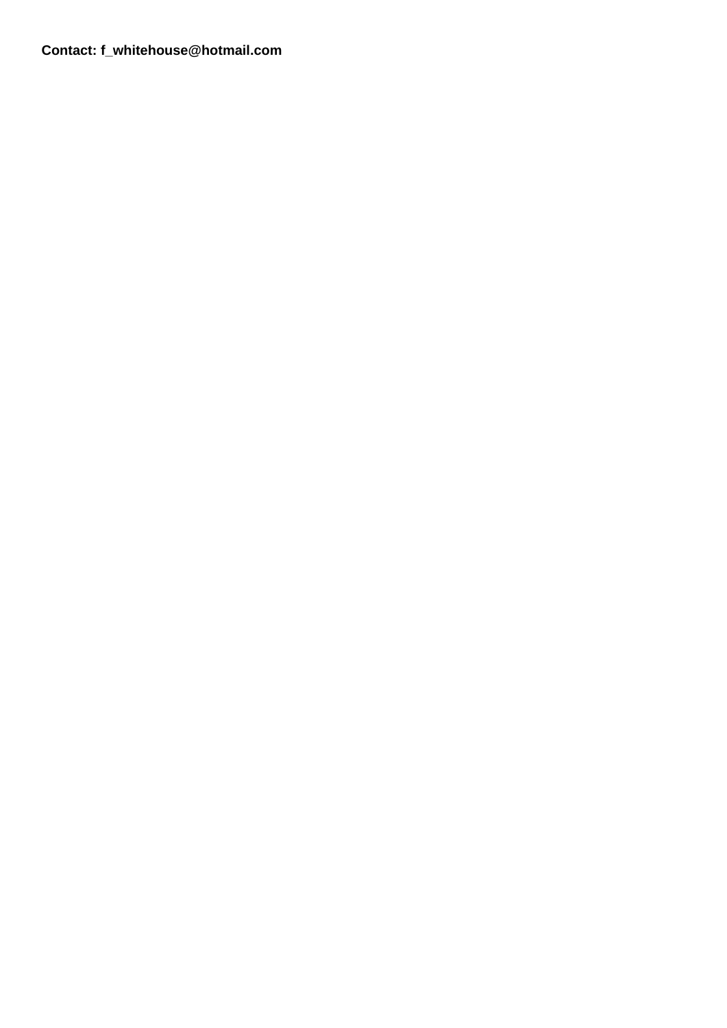**Contact: f_whitehouse@hotmail.com**